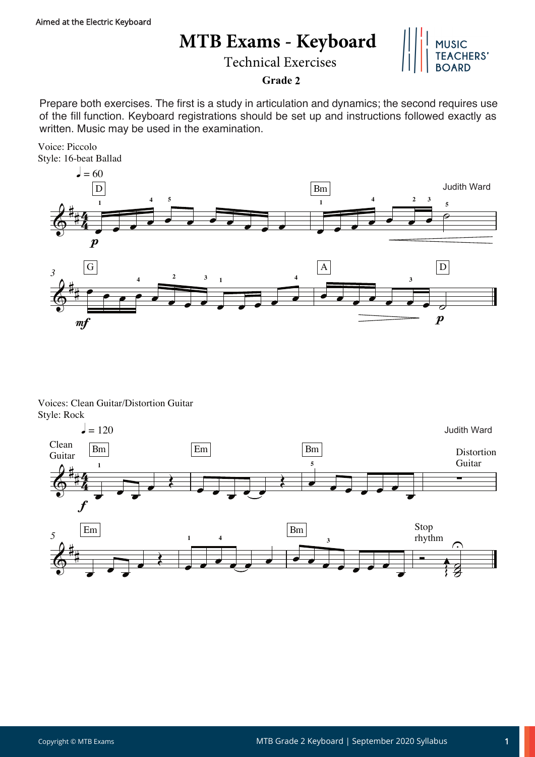Aimed at the Electric Keyboard

# MTB Exams - Keyboard

## Technical Exercises

**Grade 2**

Prepare both exercises. The first is a study in articulation and dynamics; the second requires use of the fill function. Keyboard registrations should be set up and instructions followed exactly as written. Music may be used in the examination.

Voice: Piccolo
Style: 16-beat Ballad

Judith Ward

Voices: Clean Guitar/Distortion Guitar
Style: Rock

Judith Ward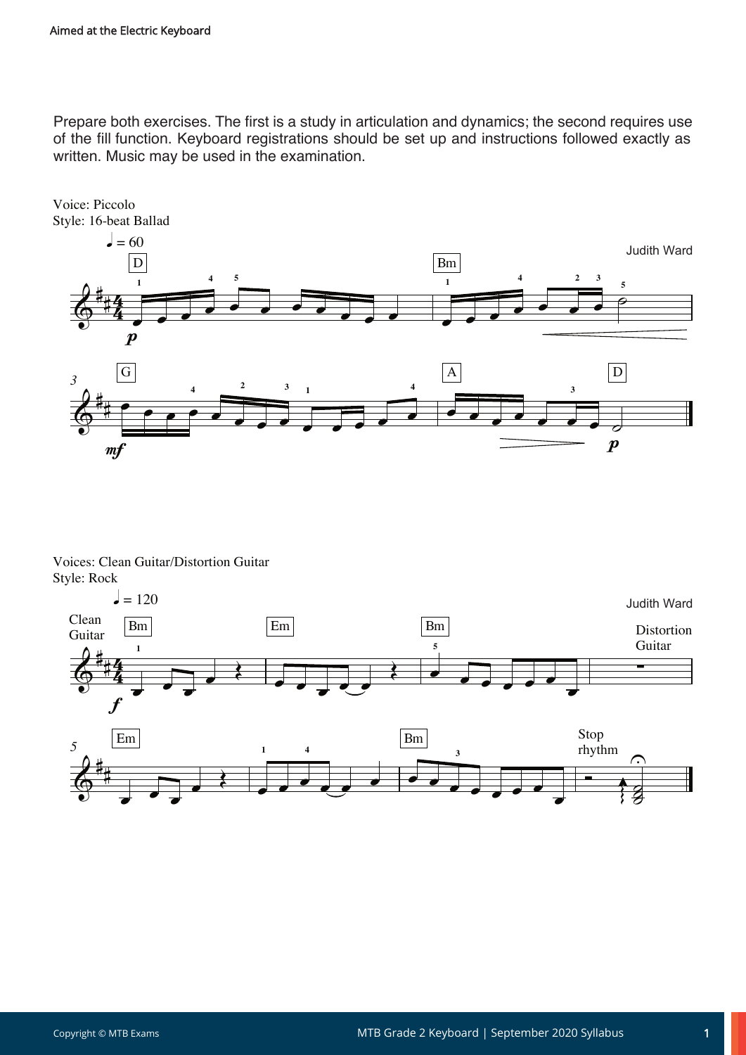Aimed at the Electric Keyboard

Prepare both exercises. The first is a study in articulation and dynamics; the second requires use of the fill function. Keyboard registrations should be set up and instructions followed exactly as written. Music may be used in the examination.

Voice: Piccolo
Style: 16-beat Ballad

♩ = 60

Judith Ward

Voices: Clean Guitar/Distortion Guitar
Style: Rock

♩ = 120

Judith Ward